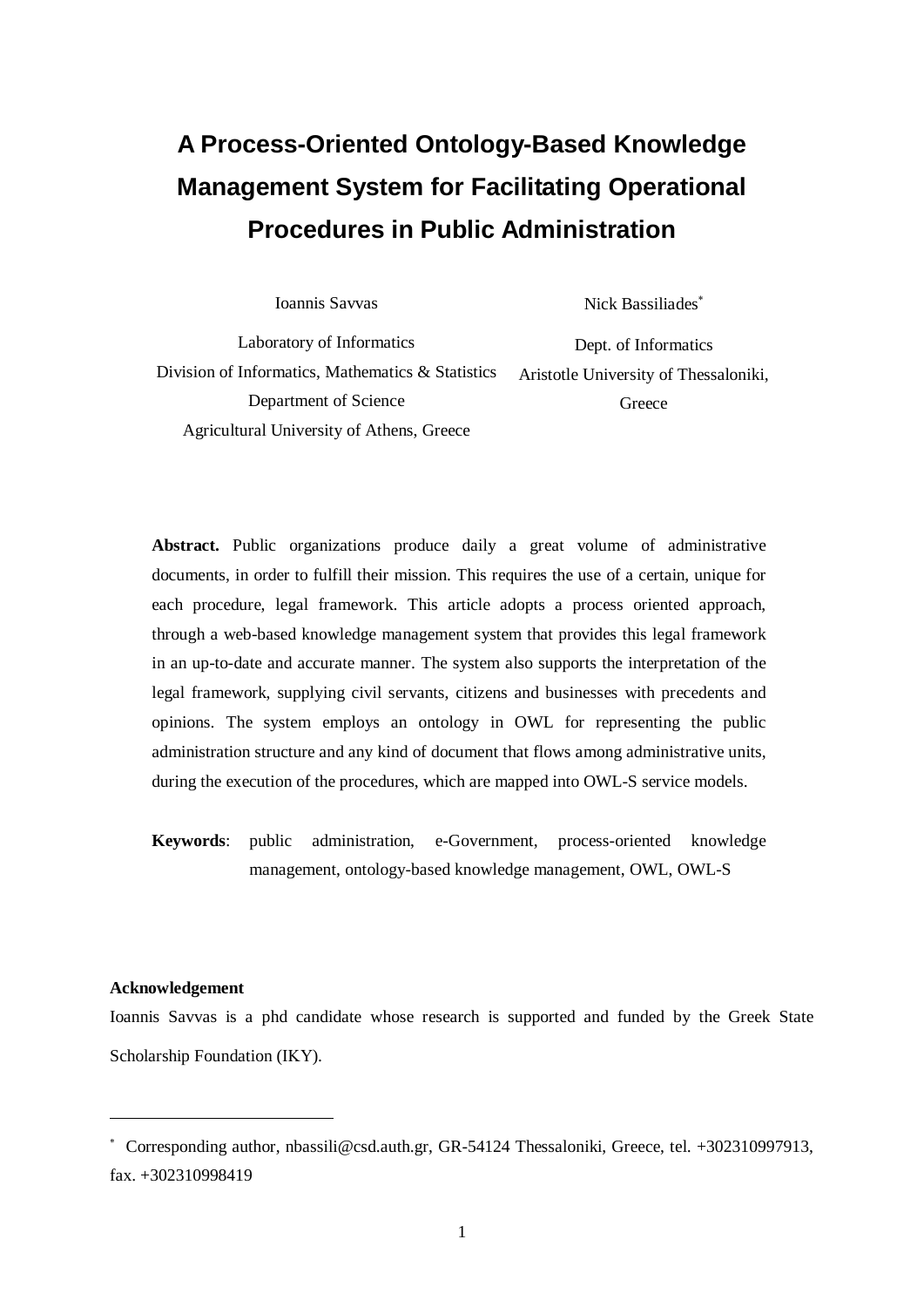# A Process-Oriented Ontology-Based Knowledge Management System for Facilitating Operational Procedures in Public Administration

Ioannis Savvas

Laboratory of Informatics
Division of Informatics, Mathematics & Statistics
Department of Science
Agricultural University of Athens, Greece

Nick Bassiliades[*]

Dept. of Informatics
Aristotle University of Thessaloniki, Greece

**Abstract.** Public organizations produce daily a great volume of administrative documents, in order to fulfill their mission. This requires the use of a certain, unique for each procedure, legal framework. This article adopts a process oriented approach, through a web-based knowledge management system that provides this legal framework in an up-to-date and accurate manner. The system also supports the interpretation of the legal framework, supplying civil servants, citizens and businesses with precedents and opinions. The system employs an ontology in OWL for representing the public administration structure and any kind of document that flows among administrative units, during the execution of the procedures, which are mapped into OWL-S service models.

**Keywords**: public administration, e-Government, process-oriented knowledge management, ontology-based knowledge management, OWL, OWL-S

**Acknowledgement**

Ioannis Savvas is a phd candidate whose research is supported and funded by the Greek State Scholarship Foundation (IKY).

[*] Corresponding author, nbassili@csd.auth.gr, GR-54124 Thessaloniki, Greece, tel. +302310997913, fax. +302310998419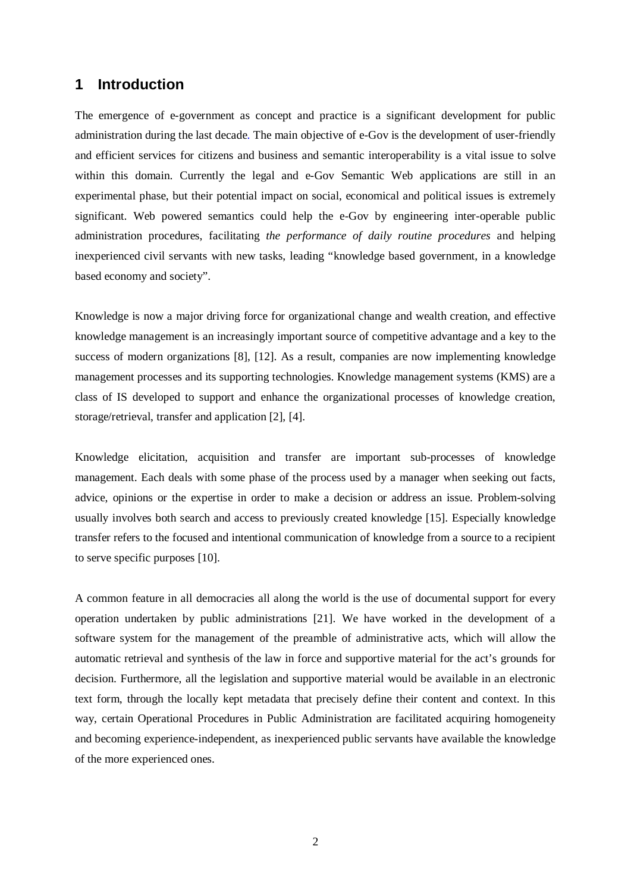## 1 Introduction

The emergence of e-government as concept and practice is a significant development for public administration during the last decade. The main objective of e-Gov is the development of user-friendly and efficient services for citizens and business and semantic interoperability is a vital issue to solve within this domain. Currently the legal and e-Gov Semantic Web applications are still in an experimental phase, but their potential impact on social, economical and political issues is extremely significant. Web powered semantics could help the e-Gov by engineering inter-operable public administration procedures, facilitating *the performance of daily routine procedures* and helping inexperienced civil servants with new tasks, leading "knowledge based government, in a knowledge based economy and society".

Knowledge is now a major driving force for organizational change and wealth creation, and effective knowledge management is an increasingly important source of competitive advantage and a key to the success of modern organizations [8], [12]. As a result, companies are now implementing knowledge management processes and its supporting technologies. Knowledge management systems (KMS) are a class of IS developed to support and enhance the organizational processes of knowledge creation, storage/retrieval, transfer and application [2], [4].

Knowledge elicitation, acquisition and transfer are important sub-processes of knowledge management. Each deals with some phase of the process used by a manager when seeking out facts, advice, opinions or the expertise in order to make a decision or address an issue. Problem-solving usually involves both search and access to previously created knowledge [15]. Especially knowledge transfer refers to the focused and intentional communication of knowledge from a source to a recipient to serve specific purposes [10].

A common feature in all democracies all along the world is the use of documental support for every operation undertaken by public administrations [21]. We have worked in the development of a software system for the management of the preamble of administrative acts, which will allow the automatic retrieval and synthesis of the law in force and supportive material for the act's grounds for decision. Furthermore, all the legislation and supportive material would be available in an electronic text form, through the locally kept metadata that precisely define their content and context. In this way, certain Operational Procedures in Public Administration are facilitated acquiring homogeneity and becoming experience-independent, as inexperienced public servants have available the knowledge of the more experienced ones.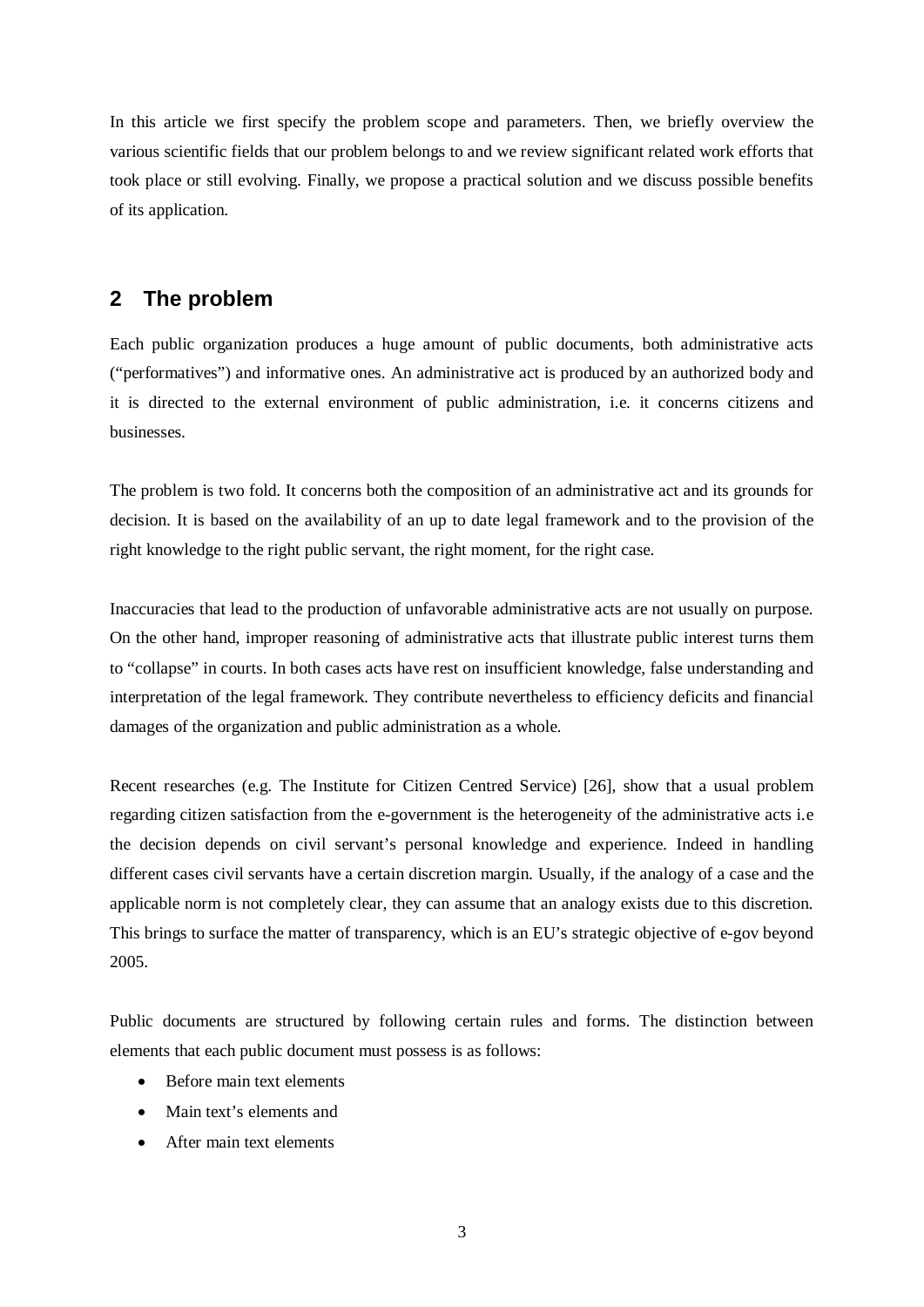In this article we first specify the problem scope and parameters. Then, we briefly overview the various scientific fields that our problem belongs to and we review significant related work efforts that took place or still evolving. Finally, we propose a practical solution and we discuss possible benefits of its application.

## 2 The problem

Each public organization produces a huge amount of public documents, both administrative acts ("performatives") and informative ones. An administrative act is produced by an authorized body and it is directed to the external environment of public administration, i.e. it concerns citizens and businesses.

The problem is two fold. It concerns both the composition of an administrative act and its grounds for decision. It is based on the availability of an up to date legal framework and to the provision of the right knowledge to the right public servant, the right moment, for the right case.

Inaccuracies that lead to the production of unfavorable administrative acts are not usually on purpose. On the other hand, improper reasoning of administrative acts that illustrate public interest turns them to "collapse" in courts. In both cases acts have rest on insufficient knowledge, false understanding and interpretation of the legal framework. They contribute nevertheless to efficiency deficits and financial damages of the organization and public administration as a whole.

Recent researches (e.g. The Institute for Citizen Centred Service) [26], show that a usual problem regarding citizen satisfaction from the e-government is the heterogeneity of the administrative acts i.e the decision depends on civil servant's personal knowledge and experience. Indeed in handling different cases civil servants have a certain discretion margin. Usually, if the analogy of a case and the applicable norm is not completely clear, they can assume that an analogy exists due to this discretion. This brings to surface the matter of transparency, which is an EU's strategic objective of e-gov beyond 2005.

Public documents are structured by following certain rules and forms. The distinction between elements that each public document must possess is as follows:

- Before main text elements
- Main text's elements and
- After main text elements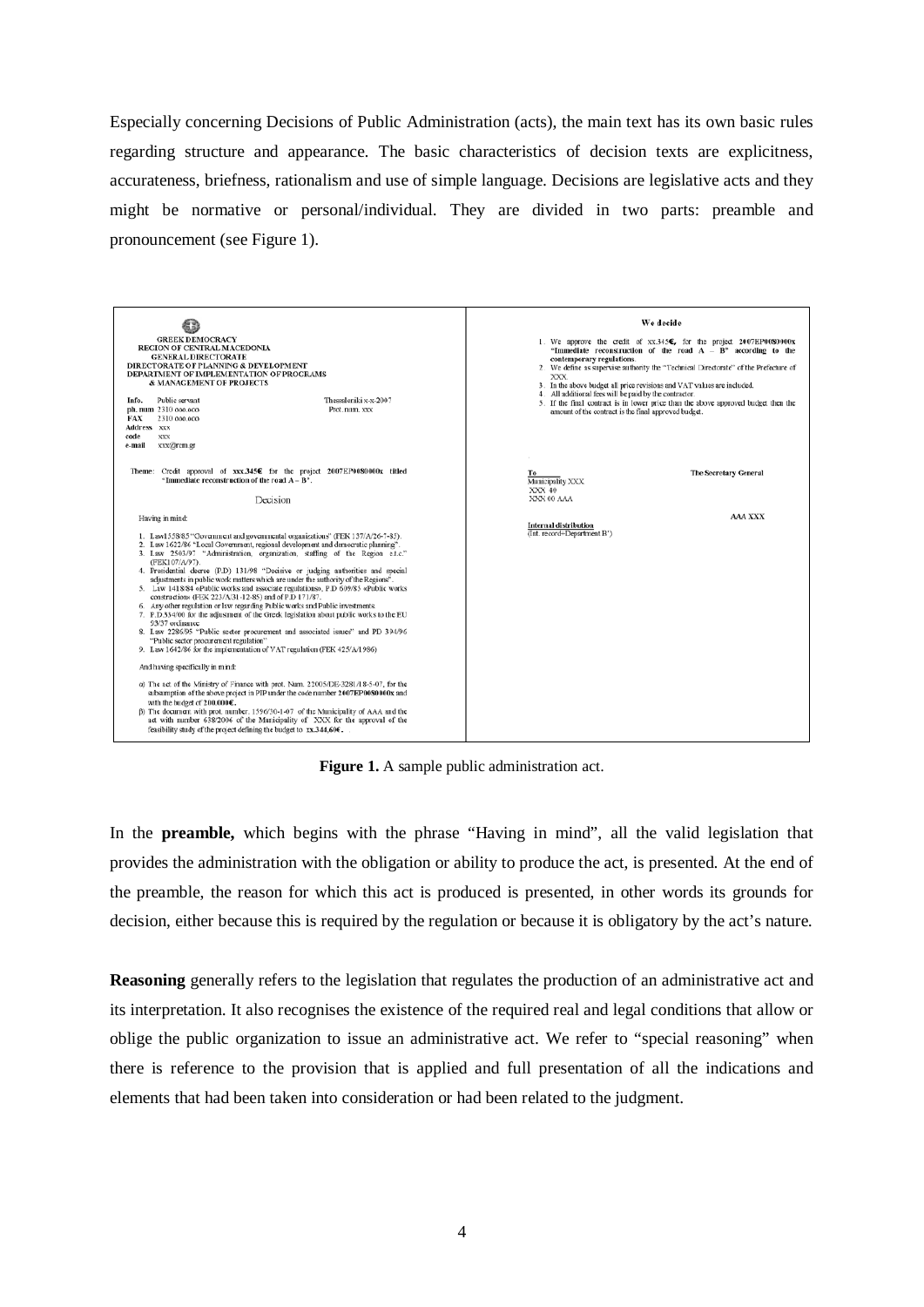Especially concerning Decisions of Public Administration (acts), the main text has its own basic rules regarding structure and appearance. The basic characteristics of decision texts are explicitness, accurateness, briefness, rationalism and use of simple language. Decisions are legislative acts and they might be normative or personal/individual. They are divided in two parts: preamble and pronouncement (see Figure 1).

GREEK DEMOCRACY
REGION OF CENTRAL MACEDONIA
GENERAL DIRECTORATE
DIRECTORATE OF PLANNING & DEVELOPMENT
DEPARTMENT OF IMPLEMENTATION OF PROGRAMS
& MANAGEMENT OF PROJECTS

Info. Public servant — Thessaloniki x-x-2007
ph. num 2310 ooo.oco — Prot. num. xxx
FAX 2310 ooo.oco
Address xxx
code xxx
e-mail xxx@rcm.gr

Theme: Credit approval of **xxx.345€** for the project **2007EP0080000x** titled "Immediate reconstruction of the road A – B".

Decision

Having in mind:

1. Law1558/85 "Government and governmental organizations" (FEK 137/A/26-7-85).
2. Law 1622/86 "Local Government, regional development and democratic planning".
3. Law 2503/97 "Administration, organization, staffing of the Region e.t.c." (FEK107/A/97).
4. Presidential decree (P.D) 131/98 "Decisive or judging authorities and special adjustments in public work matters which are under the authority of the Regions".
5. Law 1418/84 «Public works and associate regulations», P.D 609/85 «Public works construction» (FEK 223/A/31-12-85) and of P.D 171/87.
6. Any other regulation or law regarding Public works and Public investments.
7. P.D.334/00 for the adjustment of the Greek legislation about public works to the EU 93/37 ordinance.
8. Law 2286/95 "Public sector procurement and associated issues" and PD 394/96 "Public sector procurement regulation".
9. Law 1642/86 for the implementation of VAT regulation (FEK 425/A/1986)

And having specifically in mind:

α) The act of the Ministry of Finance with prot. Num. 22005/DE-3281/18-5-07, for the subsumption of the above project in PIP under the code number **2007EP0080000x** and with the budget of **200.000€**.
β) The document with prot. number. 1596/30-1-07 of the Municipality of AAA and the act with number 638/2006 of the Municipality of XXX for the approval of the feasibility study of the project defining the budget to **xx.344,60€**.

We decide

1. We approve the credit of xx.345€, for the project 2007EP0080000x "Immediate reconstruction of the road A – B" according to the contemporary regulations.
2. We define as supervise authority the "Technical Directorate" of the Prefecture of XXX.
3. In the above budget all price revisions and VAT values are included.
4. All additional fees will be paid by the contractor.
5. If the final contract is in lower price than the above approved budget then the amount of the contract is the final approved budget.

To
Municipality XXX
XXX 40
XXX 00 AAA

The Secretary General

AAA XXX

Internal distribution
(Int. record–Department B')

**Figure 1.** A sample public administration act.

In the **preamble,** which begins with the phrase "Having in mind", all the valid legislation that provides the administration with the obligation or ability to produce the act, is presented. At the end of the preamble, the reason for which this act is produced is presented, in other words its grounds for decision, either because this is required by the regulation or because it is obligatory by the act's nature.

**Reasoning** generally refers to the legislation that regulates the production of an administrative act and its interpretation. It also recognises the existence of the required real and legal conditions that allow or oblige the public organization to issue an administrative act. We refer to "special reasoning" when there is reference to the provision that is applied and full presentation of all the indications and elements that had been taken into consideration or had been related to the judgment.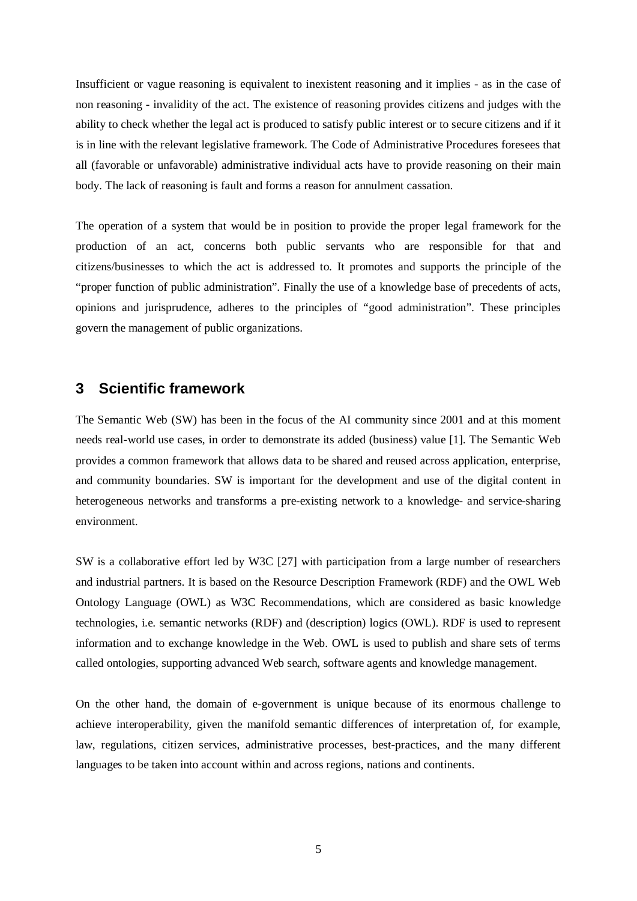Insufficient or vague reasoning is equivalent to inexistent reasoning and it implies - as in the case of non reasoning - invalidity of the act. The existence of reasoning provides citizens and judges with the ability to check whether the legal act is produced to satisfy public interest or to secure citizens and if it is in line with the relevant legislative framework. The Code of Administrative Procedures foresees that all (favorable or unfavorable) administrative individual acts have to provide reasoning on their main body. The lack of reasoning is fault and forms a reason for annulment cassation.

The operation of a system that would be in position to provide the proper legal framework for the production of an act, concerns both public servants who are responsible for that and citizens/businesses to which the act is addressed to. It promotes and supports the principle of the "proper function of public administration". Finally the use of a knowledge base of precedents of acts, opinions and jurisprudence, adheres to the principles of "good administration". These principles govern the management of public organizations.

## 3 Scientific framework

The Semantic Web (SW) has been in the focus of the AI community since 2001 and at this moment needs real-world use cases, in order to demonstrate its added (business) value [1]. The Semantic Web provides a common framework that allows data to be shared and reused across application, enterprise, and community boundaries. SW is important for the development and use of the digital content in heterogeneous networks and transforms a pre-existing network to a knowledge- and service-sharing environment.

SW is a collaborative effort led by W3C [27] with participation from a large number of researchers and industrial partners. It is based on the Resource Description Framework (RDF) and the OWL Web Ontology Language (OWL) as W3C Recommendations, which are considered as basic knowledge technologies, i.e. semantic networks (RDF) and (description) logics (OWL). RDF is used to represent information and to exchange knowledge in the Web. OWL is used to publish and share sets of terms called ontologies, supporting advanced Web search, software agents and knowledge management.

On the other hand, the domain of e-government is unique because of its enormous challenge to achieve interoperability, given the manifold semantic differences of interpretation of, for example, law, regulations, citizen services, administrative processes, best-practices, and the many different languages to be taken into account within and across regions, nations and continents.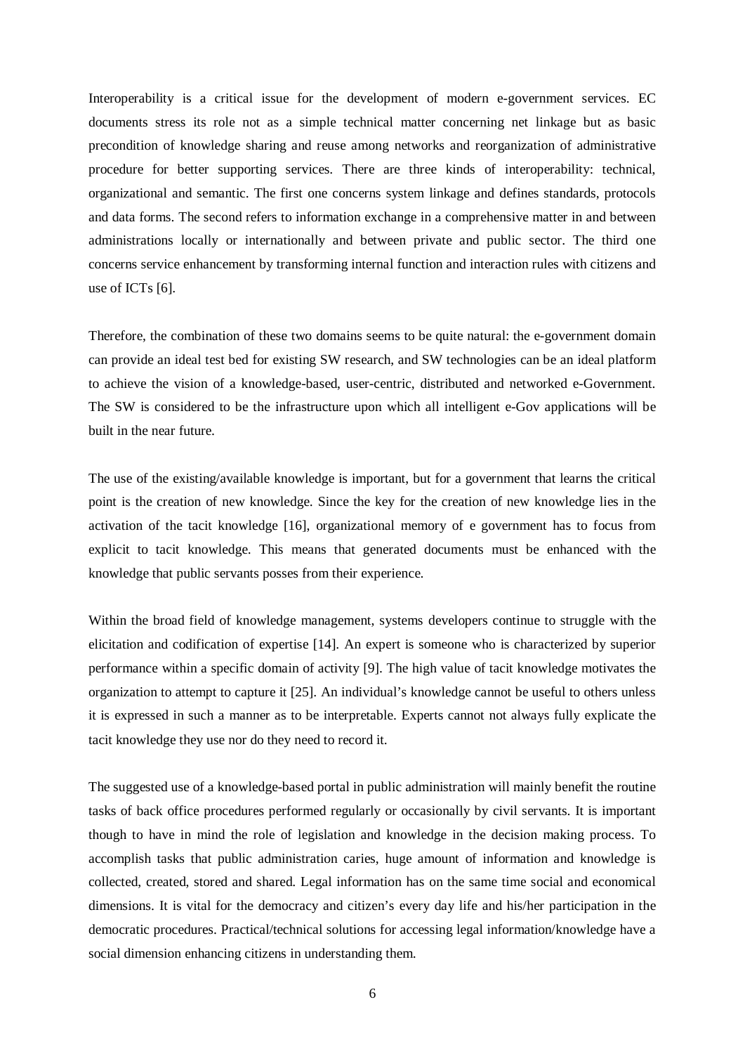Interoperability is a critical issue for the development of modern e-government services. EC documents stress its role not as a simple technical matter concerning net linkage but as basic precondition of knowledge sharing and reuse among networks and reorganization of administrative procedure for better supporting services. There are three kinds of interoperability: technical, organizational and semantic. The first one concerns system linkage and defines standards, protocols and data forms. The second refers to information exchange in a comprehensive matter in and between administrations locally or internationally and between private and public sector. The third one concerns service enhancement by transforming internal function and interaction rules with citizens and use of ICTs [6].

Therefore, the combination of these two domains seems to be quite natural: the e-government domain can provide an ideal test bed for existing SW research, and SW technologies can be an ideal platform to achieve the vision of a knowledge-based, user-centric, distributed and networked e-Government. The SW is considered to be the infrastructure upon which all intelligent e-Gov applications will be built in the near future.

The use of the existing/available knowledge is important, but for a government that learns the critical point is the creation of new knowledge. Since the key for the creation of new knowledge lies in the activation of the tacit knowledge [16], organizational memory of e government has to focus from explicit to tacit knowledge. This means that generated documents must be enhanced with the knowledge that public servants posses from their experience.

Within the broad field of knowledge management, systems developers continue to struggle with the elicitation and codification of expertise [14]. An expert is someone who is characterized by superior performance within a specific domain of activity [9]. The high value of tacit knowledge motivates the organization to attempt to capture it [25]. An individual's knowledge cannot be useful to others unless it is expressed in such a manner as to be interpretable. Experts cannot not always fully explicate the tacit knowledge they use nor do they need to record it.

The suggested use of a knowledge-based portal in public administration will mainly benefit the routine tasks of back office procedures performed regularly or occasionally by civil servants. It is important though to have in mind the role of legislation and knowledge in the decision making process. To accomplish tasks that public administration caries, huge amount of information and knowledge is collected, created, stored and shared. Legal information has on the same time social and economical dimensions. It is vital for the democracy and citizen's every day life and his/her participation in the democratic procedures. Practical/technical solutions for accessing legal information/knowledge have a social dimension enhancing citizens in understanding them.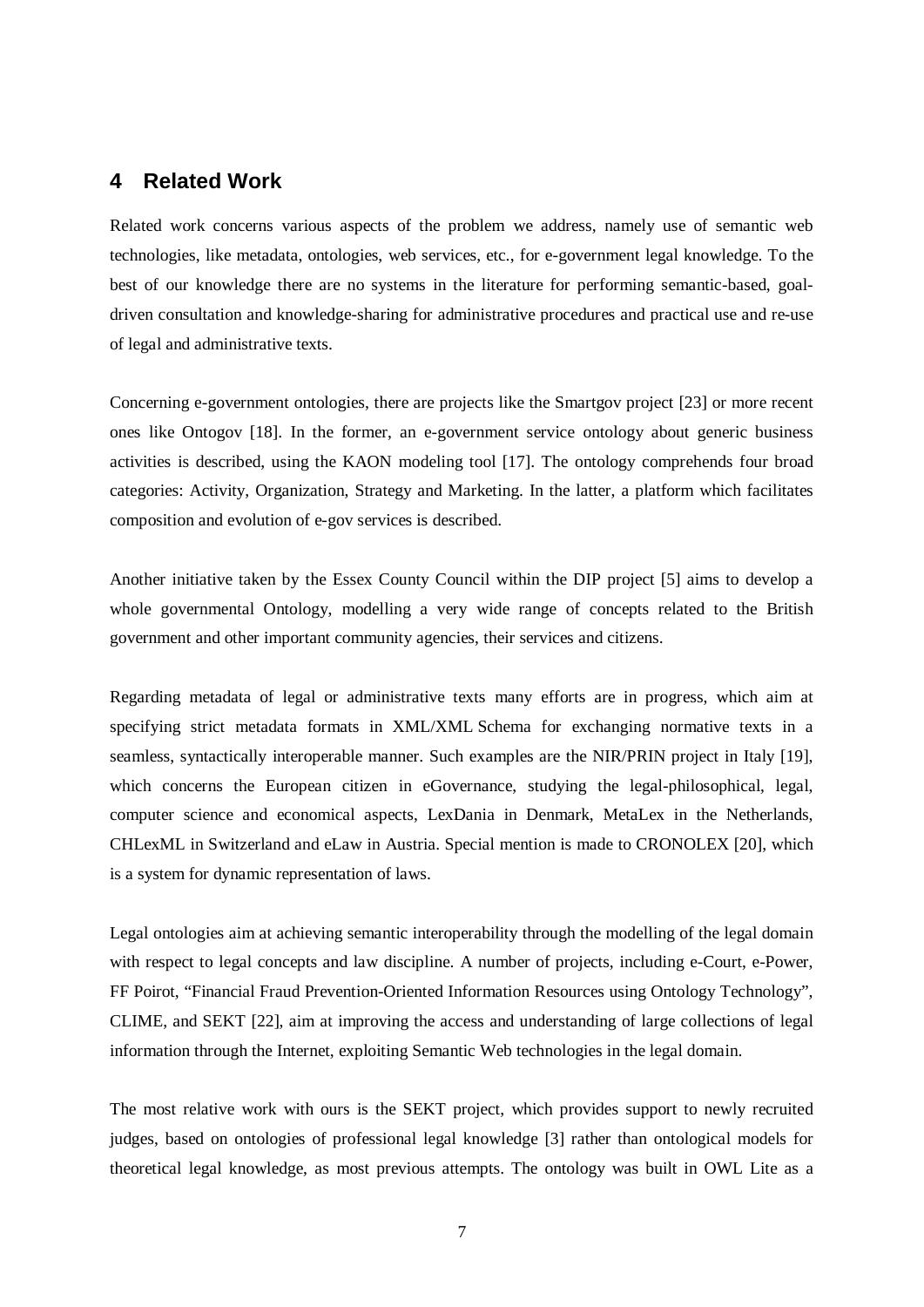## 4 Related Work

Related work concerns various aspects of the problem we address, namely use of semantic web technologies, like metadata, ontologies, web services, etc., for e-government legal knowledge. To the best of our knowledge there are no systems in the literature for performing semantic-based, goal-driven consultation and knowledge-sharing for administrative procedures and practical use and re-use of legal and administrative texts.

Concerning e-government ontologies, there are projects like the Smartgov project [23] or more recent ones like Ontogov [18]. In the former, an e-government service ontology about generic business activities is described, using the KAON modeling tool [17]. The ontology comprehends four broad categories: Activity, Organization, Strategy and Marketing. In the latter, a platform which facilitates composition and evolution of e-gov services is described.

Another initiative taken by the Essex County Council within the DIP project [5] aims to develop a whole governmental Ontology, modelling a very wide range of concepts related to the British government and other important community agencies, their services and citizens.

Regarding metadata of legal or administrative texts many efforts are in progress, which aim at specifying strict metadata formats in XML/XML Schema for exchanging normative texts in a seamless, syntactically interoperable manner. Such examples are the NIR/PRIN project in Italy [19], which concerns the European citizen in eGovernance, studying the legal-philosophical, legal, computer science and economical aspects, LexDania in Denmark, MetaLex in the Netherlands, CHLexML in Switzerland and eLaw in Austria. Special mention is made to CRONOLEX [20], which is a system for dynamic representation of laws.

Legal ontologies aim at achieving semantic interoperability through the modelling of the legal domain with respect to legal concepts and law discipline. A number of projects, including e-Court, e-Power, FF Poirot, "Financial Fraud Prevention-Oriented Information Resources using Ontology Technology", CLIME, and SEKT [22], aim at improving the access and understanding of large collections of legal information through the Internet, exploiting Semantic Web technologies in the legal domain.

The most relative work with ours is the SEKT project, which provides support to newly recruited judges, based on ontologies of professional legal knowledge [3] rather than ontological models for theoretical legal knowledge, as most previous attempts. The ontology was built in OWL Lite as a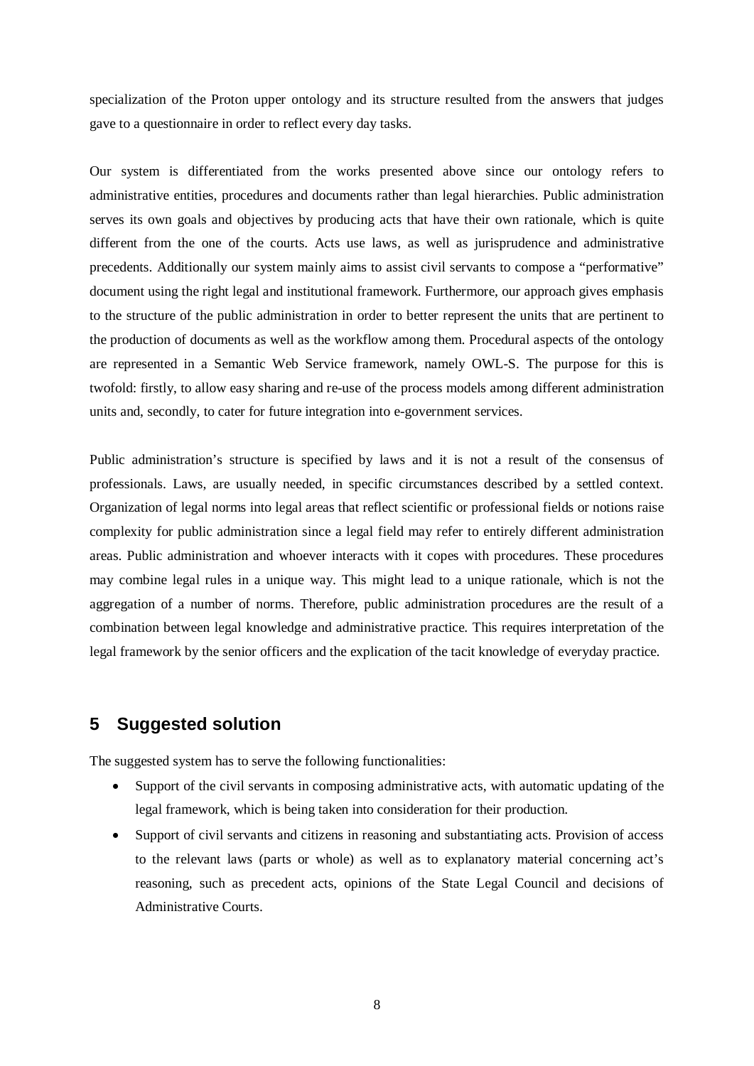specialization of the Proton upper ontology and its structure resulted from the answers that judges gave to a questionnaire in order to reflect every day tasks.

Our system is differentiated from the works presented above since our ontology refers to administrative entities, procedures and documents rather than legal hierarchies. Public administration serves its own goals and objectives by producing acts that have their own rationale, which is quite different from the one of the courts. Acts use laws, as well as jurisprudence and administrative precedents. Additionally our system mainly aims to assist civil servants to compose a "performative" document using the right legal and institutional framework. Furthermore, our approach gives emphasis to the structure of the public administration in order to better represent the units that are pertinent to the production of documents as well as the workflow among them. Procedural aspects of the ontology are represented in a Semantic Web Service framework, namely OWL-S. The purpose for this is twofold: firstly, to allow easy sharing and re-use of the process models among different administration units and, secondly, to cater for future integration into e-government services.

Public administration's structure is specified by laws and it is not a result of the consensus of professionals. Laws, are usually needed, in specific circumstances described by a settled context. Organization of legal norms into legal areas that reflect scientific or professional fields or notions raise complexity for public administration since a legal field may refer to entirely different administration areas. Public administration and whoever interacts with it copes with procedures. These procedures may combine legal rules in a unique way. This might lead to a unique rationale, which is not the aggregation of a number of norms. Therefore, public administration procedures are the result of a combination between legal knowledge and administrative practice. This requires interpretation of the legal framework by the senior officers and the explication of the tacit knowledge of everyday practice.

## 5 Suggested solution

The suggested system has to serve the following functionalities:

- Support of the civil servants in composing administrative acts, with automatic updating of the legal framework, which is being taken into consideration for their production.
- Support of civil servants and citizens in reasoning and substantiating acts. Provision of access to the relevant laws (parts or whole) as well as to explanatory material concerning act's reasoning, such as precedent acts, opinions of the State Legal Council and decisions of Administrative Courts.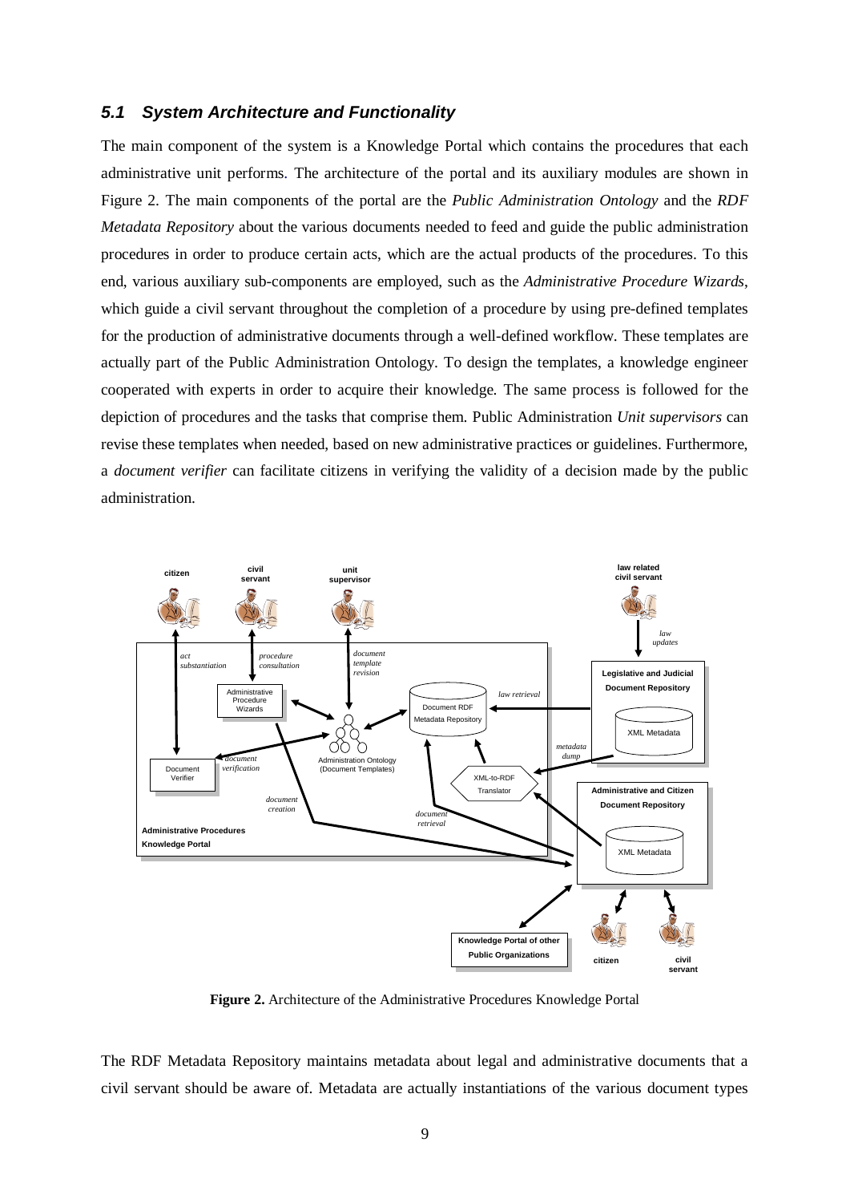### *5.1 System Architecture and Functionality*

The main component of the system is a Knowledge Portal which contains the procedures that each administrative unit performs. The architecture of the portal and its auxiliary modules are shown in Figure 2. The main components of the portal are the *Public Administration Ontology* and the *RDF Metadata Repository* about the various documents needed to feed and guide the public administration procedures in order to produce certain acts, which are the actual products of the procedures. To this end, various auxiliary sub-components are employed, such as the *Administrative Procedure Wizards*, which guide a civil servant throughout the completion of a procedure by using pre-defined templates for the production of administrative documents through a well-defined workflow. These templates are actually part of the Public Administration Ontology. To design the templates, a knowledge engineer cooperated with experts in order to acquire their knowledge. The same process is followed for the depiction of procedures and the tasks that comprise them. Public Administration *Unit supervisors* can revise these templates when needed, based on new administrative practices or guidelines. Furthermore, a *document verifier* can facilitate citizens in verifying the validity of a decision made by the public administration.

**Figure 2.** Architecture of the Administrative Procedures Knowledge Portal

The RDF Metadata Repository maintains metadata about legal and administrative documents that a civil servant should be aware of. Metadata are actually instantiations of the various document types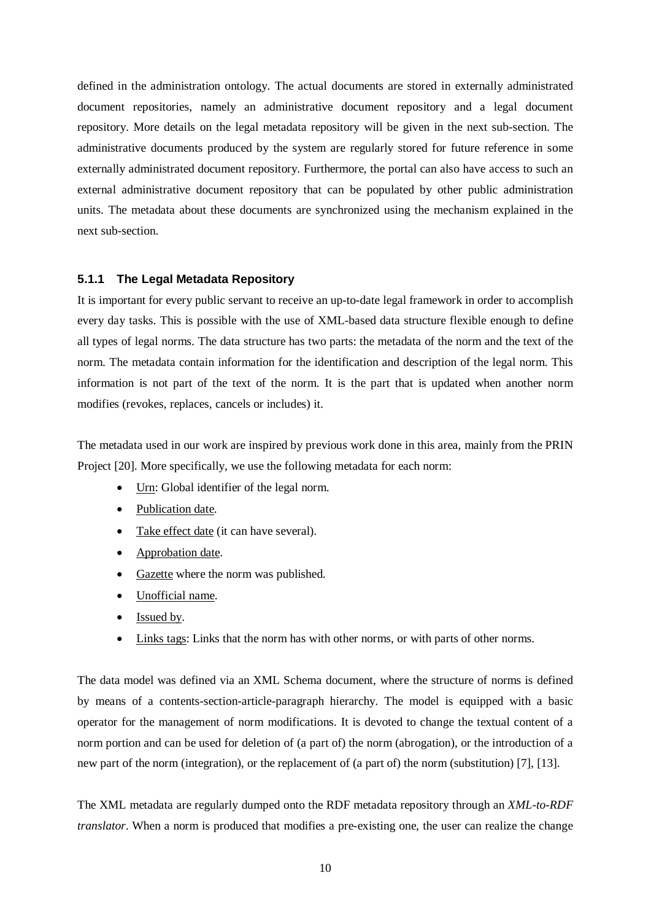defined in the administration ontology. The actual documents are stored in externally administrated document repositories, namely an administrative document repository and a legal document repository. More details on the legal metadata repository will be given in the next sub-section. The administrative documents produced by the system are regularly stored for future reference in some externally administrated document repository. Furthermore, the portal can also have access to such an external administrative document repository that can be populated by other public administration units. The metadata about these documents are synchronized using the mechanism explained in the next sub-section.

### 5.1.1 The Legal Metadata Repository

It is important for every public servant to receive an up-to-date legal framework in order to accomplish every day tasks. This is possible with the use of XML-based data structure flexible enough to define all types of legal norms. The data structure has two parts: the metadata of the norm and the text of the norm. The metadata contain information for the identification and description of the legal norm. This information is not part of the text of the norm. It is the part that is updated when another norm modifies (revokes, replaces, cancels or includes) it.

The metadata used in our work are inspired by previous work done in this area, mainly from the PRIN Project [20]. More specifically, we use the following metadata for each norm:

- Urn: Global identifier of the legal norm.
- Publication date.
- Take effect date (it can have several).
- Approbation date.
- Gazette where the norm was published.
- Unofficial name.
- Issued by.
- Links tags: Links that the norm has with other norms, or with parts of other norms.

The data model was defined via an XML Schema document, where the structure of norms is defined by means of a contents-section-article-paragraph hierarchy. The model is equipped with a basic operator for the management of norm modifications. It is devoted to change the textual content of a norm portion and can be used for deletion of (a part of) the norm (abrogation), or the introduction of a new part of the norm (integration), or the replacement of (a part of) the norm (substitution) [7], [13].

The XML metadata are regularly dumped onto the RDF metadata repository through an *XML-to-RDF translator*. When a norm is produced that modifies a pre-existing one, the user can realize the change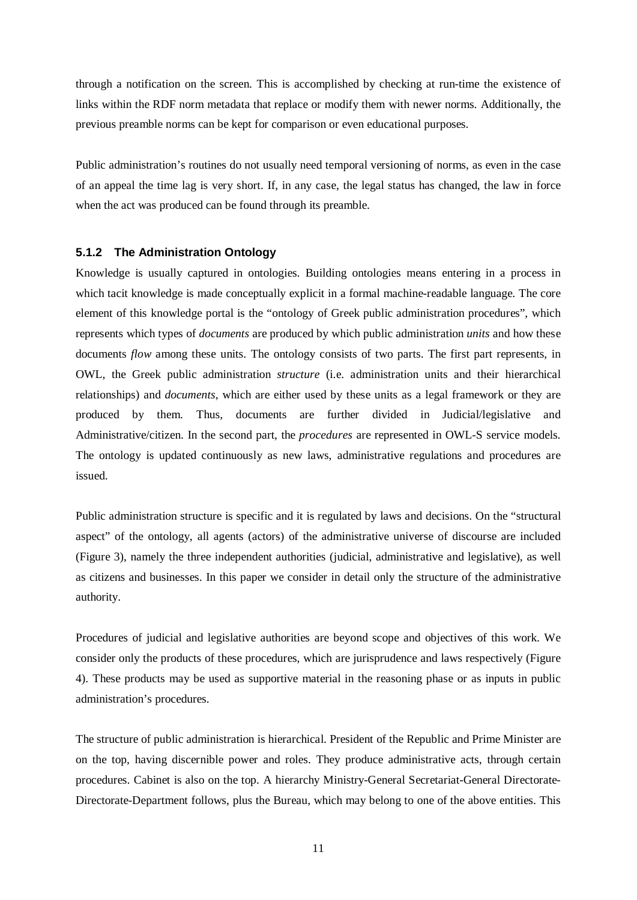through a notification on the screen. This is accomplished by checking at run-time the existence of links within the RDF norm metadata that replace or modify them with newer norms. Additionally, the previous preamble norms can be kept for comparison or even educational purposes.

Public administration's routines do not usually need temporal versioning of norms, as even in the case of an appeal the time lag is very short. If, in any case, the legal status has changed, the law in force when the act was produced can be found through its preamble.

### 5.1.2 The Administration Ontology

Knowledge is usually captured in ontologies. Building ontologies means entering in a process in which tacit knowledge is made conceptually explicit in a formal machine-readable language. The core element of this knowledge portal is the "ontology of Greek public administration procedures", which represents which types of *documents* are produced by which public administration *units* and how these documents *flow* among these units. The ontology consists of two parts. The first part represents, in OWL, the Greek public administration *structure* (i.e. administration units and their hierarchical relationships) and *documents*, which are either used by these units as a legal framework or they are produced by them. Thus, documents are further divided in Judicial/legislative and Administrative/citizen. In the second part, the *procedures* are represented in OWL-S service models. The ontology is updated continuously as new laws, administrative regulations and procedures are issued.

Public administration structure is specific and it is regulated by laws and decisions. On the "structural aspect" of the ontology, all agents (actors) of the administrative universe of discourse are included (Figure 3), namely the three independent authorities (judicial, administrative and legislative), as well as citizens and businesses. In this paper we consider in detail only the structure of the administrative authority.

Procedures of judicial and legislative authorities are beyond scope and objectives of this work. We consider only the products of these procedures, which are jurisprudence and laws respectively (Figure 4). These products may be used as supportive material in the reasoning phase or as inputs in public administration's procedures.

The structure of public administration is hierarchical. President of the Republic and Prime Minister are on the top, having discernible power and roles. They produce administrative acts, through certain procedures. Cabinet is also on the top. A hierarchy Ministry-General Secretariat-General Directorate-Directorate-Department follows, plus the Bureau, which may belong to one of the above entities. This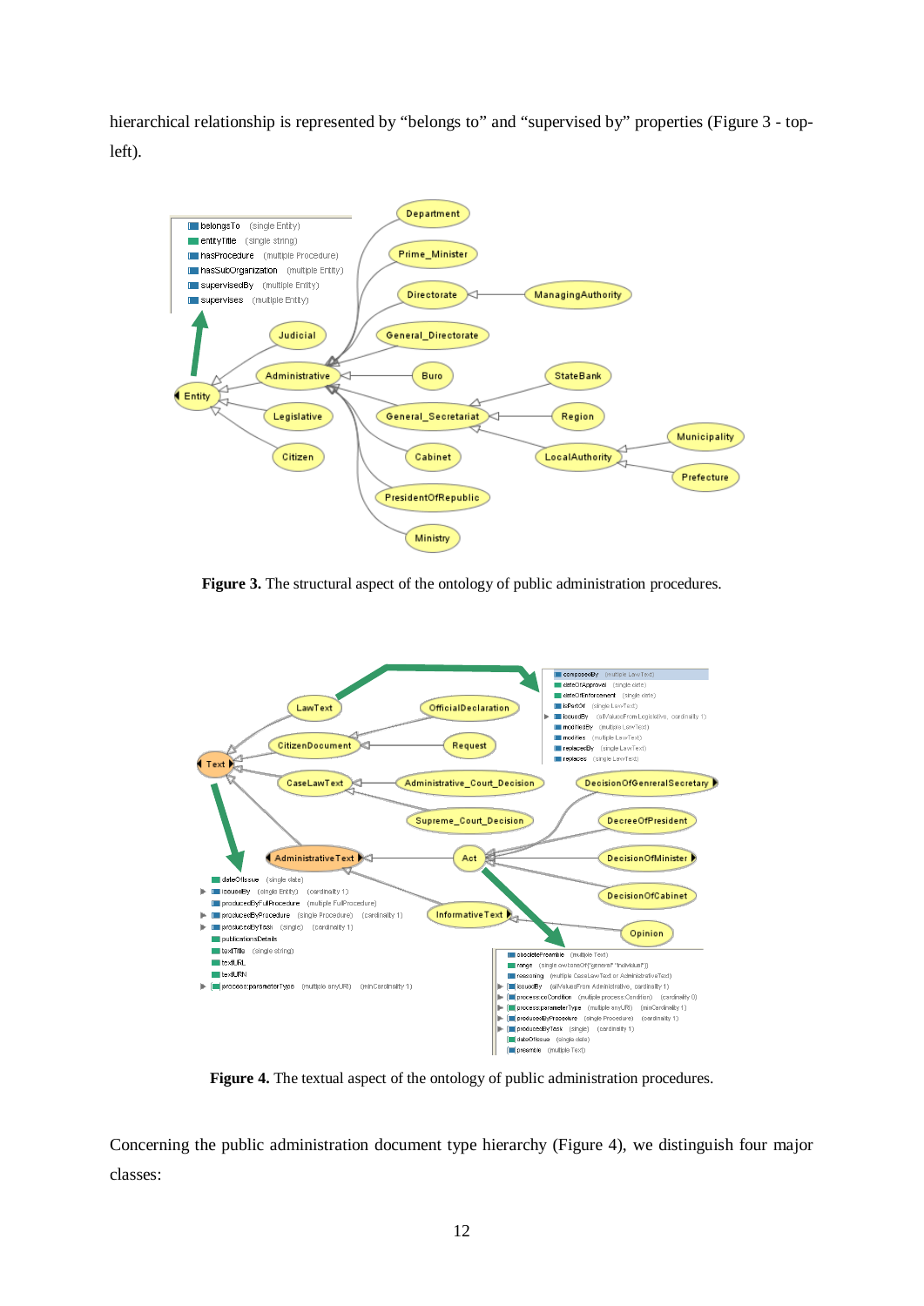hierarchical relationship is represented by "belongs to" and "supervised by" properties (Figure 3 - top-left).

**Figure 3.** The structural aspect of the ontology of public administration procedures.

**Figure 4.** The textual aspect of the ontology of public administration procedures.

Concerning the public administration document type hierarchy (Figure 4), we distinguish four major classes: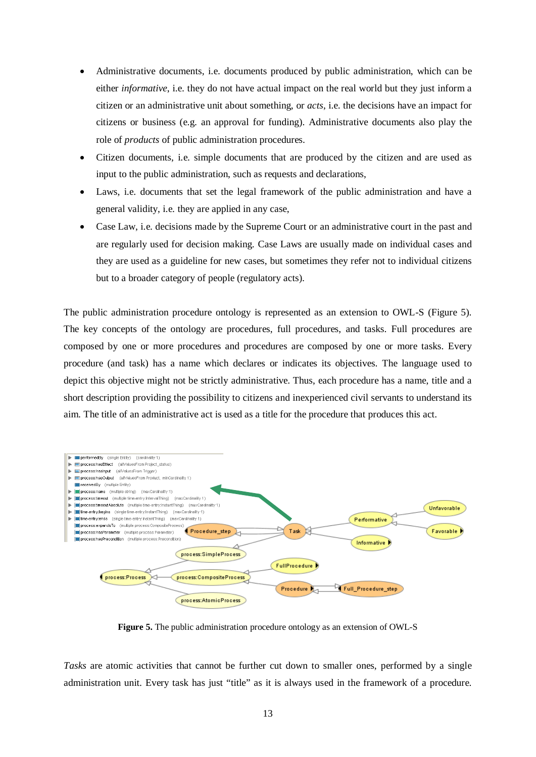- Administrative documents, i.e. documents produced by public administration, which can be either *informative*, i.e. they do not have actual impact on the real world but they just inform a citizen or an administrative unit about something, or *acts*, i.e. the decisions have an impact for citizens or business (e.g. an approval for funding). Administrative documents also play the role of *products* of public administration procedures.
- Citizen documents, i.e. simple documents that are produced by the citizen and are used as input to the public administration, such as requests and declarations,
- Laws, i.e. documents that set the legal framework of the public administration and have a general validity, i.e. they are applied in any case,
- Case Law, i.e. decisions made by the Supreme Court or an administrative court in the past and are regularly used for decision making. Case Laws are usually made on individual cases and they are used as a guideline for new cases, but sometimes they refer not to individual citizens but to a broader category of people (regulatory acts).

The public administration procedure ontology is represented as an extension to OWL-S (Figure 5). The key concepts of the ontology are procedures, full procedures, and tasks. Full procedures are composed by one or more procedures and procedures are composed by one or more tasks. Every procedure (and task) has a name which declares or indicates its objectives. The language used to depict this objective might not be strictly administrative. Thus, each procedure has a name, title and a short description providing the possibility to citizens and inexperienced civil servants to understand its aim. The title of an administrative act is used as a title for the procedure that produces this act.

performedBy (single Entity) (cardinality 1)
process:hasEffect (allValuesFrom Project_status)
process:hasInput (allValuesFrom Trigger)
process:hasOutput (allValuesFrom Product, minCardinality 1)
receivedBy (multiple Entity)
process:name (multiple string) (maxCardinality 1)
process:timeout (multiple time-entry:IntervalThing) (maxCardinality 1)
process:timeoutAbsolute (multiple time-entry:InstantThing) (maxCardinality 1)
time-entry:begins (single time-entry:InstantThing) (maxCardinality 1)
time-entry:ends (single time-entry:InstantThing) (maxCardinality 1)
process:expandsTo (multiple process:CompositeProcess)
process:hasParameter (multiple process:Parameter)
process:hasPrecondition (multiple process:Precondition)

Unfavorable
Performative
Favorable
Procedure_step
Task
Informative
process:SimpleProcess
FullProcedure
process:Process
process:CompositeProcess
Procedure
Full_Procedure_step
process:AtomicProcess

**Figure 5.** The public administration procedure ontology as an extension of OWL-S

*Tasks* are atomic activities that cannot be further cut down to smaller ones, performed by a single administration unit. Every task has just "title" as it is always used in the framework of a procedure.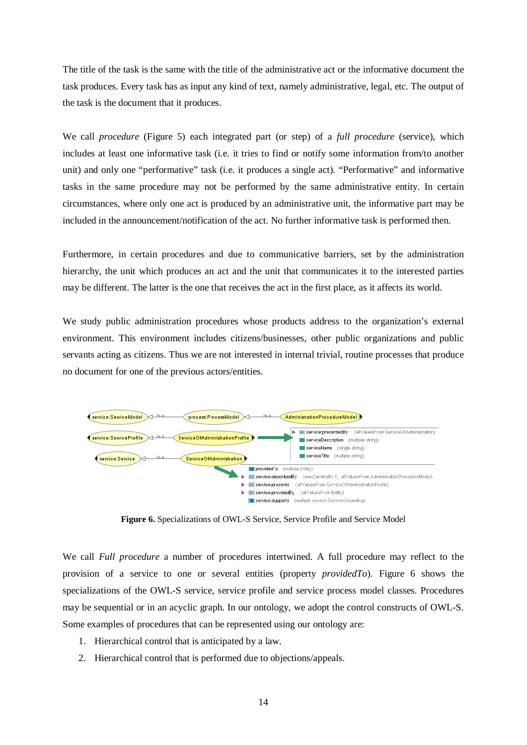The title of the task is the same with the title of the administrative act or the informative document the task produces. Every task has as input any kind of text, namely administrative, legal, etc. The output of the task is the document that it produces.

We call *procedure* (Figure 5) each integrated part (or step) of a *full procedure* (service), which includes at least one informative task (i.e. it tries to find or notify some information from/to another unit) and only one "performative" task (i.e. it produces a single act). "Performative" and informative tasks in the same procedure may not be performed by the same administrative entity. In certain circumstances, where only one act is produced by an administrative unit, the informative part may be included in the announcement/notification of the act. No further informative task is performed then.

Furthermore, in certain procedures and due to communicative barriers, set by the administration hierarchy, the unit which produces an act and the unit that communicates it to the interested parties may be different. The latter is the one that receives the act in the first place, as it affects its world.

We study public administration procedures whose products address to the organization's external environment. This environment includes citizens/businesses, other public organizations and public servants acting as citizens. Thus we are not interested in internal trivial, routine processes that produce no document for one of the previous actors/entities.

service:ServiceModel
is-a
process:ProcessModel
is-a
AdministrationProcedureModel
service:ServiceProfile
is-a
ServiceOfAdministrationProfile
service:presentedBy (allValuesFrom ServiceOfAdministration)
serviceDescription (multiple string)
serviceName (single string)
serviceTitle (multiple string)
service:Service
is-a
ServiceOfAdministration
providedTo (multiple Entity)
service:describedBy (maxCardinality 1, allValuesFrom AdministrationProcedureModel)
service:presents (allValuesFrom ServiceOfAdministrationProfile)
service:providedBy (allValuesFrom Entity)
service:supports (multiple service:ServiceGrounding)

**Figure 6.** Specializations of OWL-S Service, Service Profile and Service Model

We call *Full procedure* a number of procedures intertwined. A full procedure may reflect to the provision of a service to one or several entities (property *providedTo*). Figure 6 shows the specializations of the OWL-S service, service profile and service process model classes. Procedures may be sequential or in an acyclic graph. In our ontology, we adopt the control constructs of OWL-S. Some examples of procedures that can be represented using our ontology are:

1. Hierarchical control that is anticipated by a law.
2. Hierarchical control that is performed due to objections/appeals.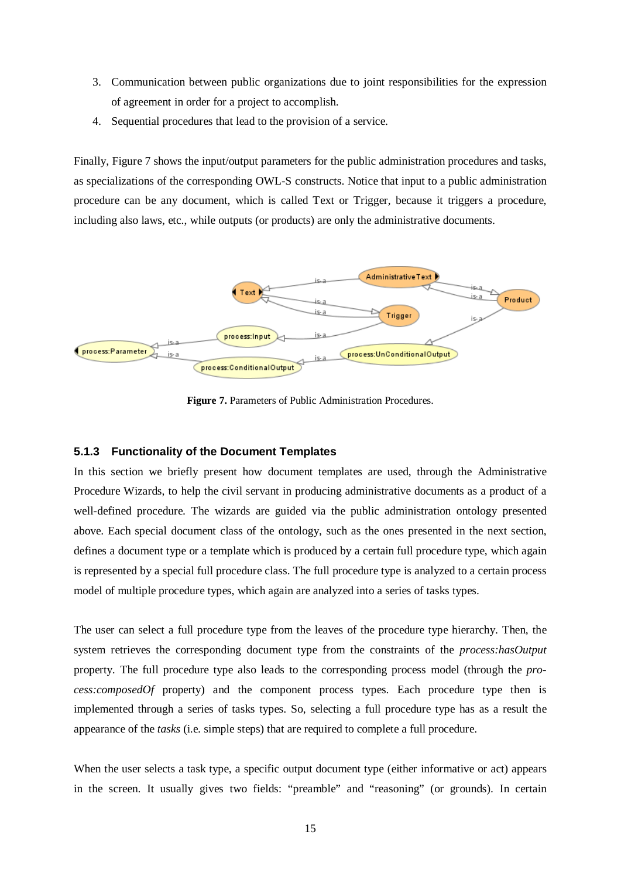3. Communication between public organizations due to joint responsibilities for the expression of agreement in order for a project to accomplish.
4. Sequential procedures that lead to the provision of a service.

Finally, Figure 7 shows the input/output parameters for the public administration procedures and tasks, as specializations of the corresponding OWL-S constructs. Notice that input to a public administration procedure can be any document, which is called Text or Trigger, because it triggers a procedure, including also laws, etc., while outputs (or products) are only the administrative documents.

**Figure 7.** Parameters of Public Administration Procedures.

### 5.1.3 Functionality of the Document Templates

In this section we briefly present how document templates are used, through the Administrative Procedure Wizards, to help the civil servant in producing administrative documents as a product of a well-defined procedure. The wizards are guided via the public administration ontology presented above. Each special document class of the ontology, such as the ones presented in the next section, defines a document type or a template which is produced by a certain full procedure type, which again is represented by a special full procedure class. The full procedure type is analyzed to a certain process model of multiple procedure types, which again are analyzed into a series of tasks types.

The user can select a full procedure type from the leaves of the procedure type hierarchy. Then, the system retrieves the corresponding document type from the constraints of the *process:hasOutput* property. The full procedure type also leads to the corresponding process model (through the *process:composedOf* property) and the component process types. Each procedure type then is implemented through a series of tasks types. So, selecting a full procedure type has as a result the appearance of the *tasks* (i.e. simple steps) that are required to complete a full procedure.

When the user selects a task type, a specific output document type (either informative or act) appears in the screen. It usually gives two fields: "preamble" and "reasoning" (or grounds). In certain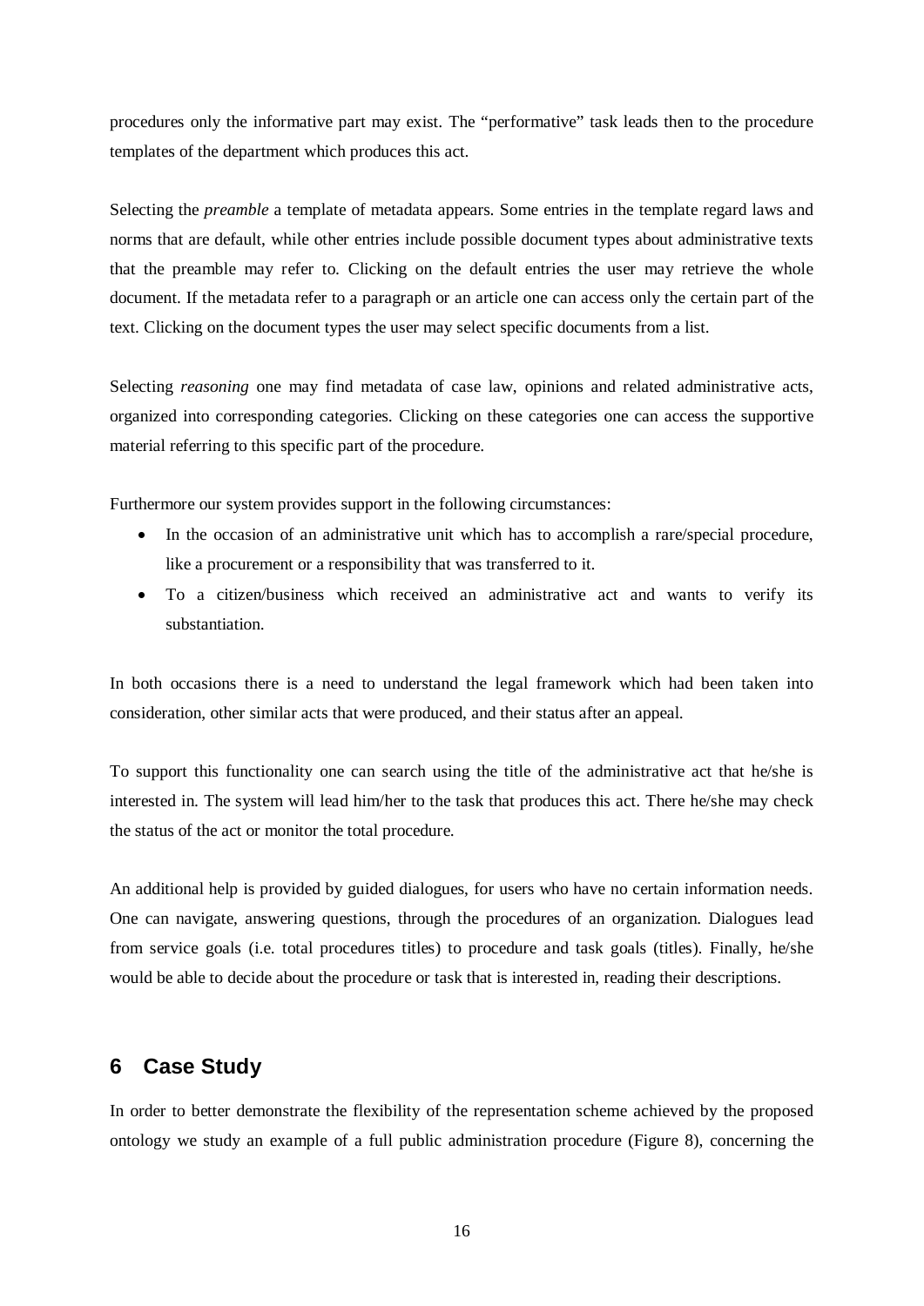procedures only the informative part may exist. The "performative" task leads then to the procedure templates of the department which produces this act.

Selecting the *preamble* a template of metadata appears. Some entries in the template regard laws and norms that are default, while other entries include possible document types about administrative texts that the preamble may refer to. Clicking on the default entries the user may retrieve the whole document. If the metadata refer to a paragraph or an article one can access only the certain part of the text. Clicking on the document types the user may select specific documents from a list.

Selecting *reasoning* one may find metadata of case law, opinions and related administrative acts, organized into corresponding categories. Clicking on these categories one can access the supportive material referring to this specific part of the procedure.

Furthermore our system provides support in the following circumstances:

- In the occasion of an administrative unit which has to accomplish a rare/special procedure, like a procurement or a responsibility that was transferred to it.
- To a citizen/business which received an administrative act and wants to verify its substantiation.

In both occasions there is a need to understand the legal framework which had been taken into consideration, other similar acts that were produced, and their status after an appeal.

To support this functionality one can search using the title of the administrative act that he/she is interested in. The system will lead him/her to the task that produces this act. There he/she may check the status of the act or monitor the total procedure.

An additional help is provided by guided dialogues, for users who have no certain information needs. One can navigate, answering questions, through the procedures of an organization. Dialogues lead from service goals (i.e. total procedures titles) to procedure and task goals (titles). Finally, he/she would be able to decide about the procedure or task that is interested in, reading their descriptions.

## 6 Case Study

In order to better demonstrate the flexibility of the representation scheme achieved by the proposed ontology we study an example of a full public administration procedure (Figure 8), concerning the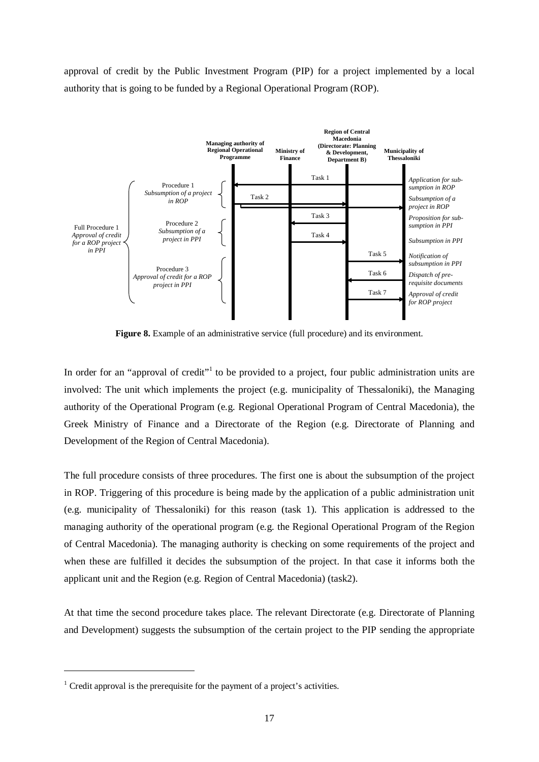approval of credit by the Public Investment Program (PIP) for a project implemented by a local authority that is going to be funded by a Regional Operational Program (ROP).

**Figure 8.** Example of an administrative service (full procedure) and its environment.

In order for an "approval of credit"[1] to be provided to a project, four public administration units are involved: The unit which implements the project (e.g. municipality of Thessaloniki), the Managing authority of the Operational Program (e.g. Regional Operational Program of Central Macedonia), the Greek Ministry of Finance and a Directorate of the Region (e.g. Directorate of Planning and Development of the Region of Central Macedonia).

The full procedure consists of three procedures. The first one is about the subsumption of the project in ROP. Triggering of this procedure is being made by the application of a public administration unit (e.g. municipality of Thessaloniki) for this reason (task 1). This application is addressed to the managing authority of the operational program (e.g. the Regional Operational Program of the Region of Central Macedonia). The managing authority is checking on some requirements of the project and when these are fulfilled it decides the subsumption of the project. In that case it informs both the applicant unit and the Region (e.g. Region of Central Macedonia) (task2).

At that time the second procedure takes place. The relevant Directorate (e.g. Directorate of Planning and Development) suggests the subsumption of the certain project to the PIP sending the appropriate

---

[1] Credit approval is the prerequisite for the payment of a project's activities.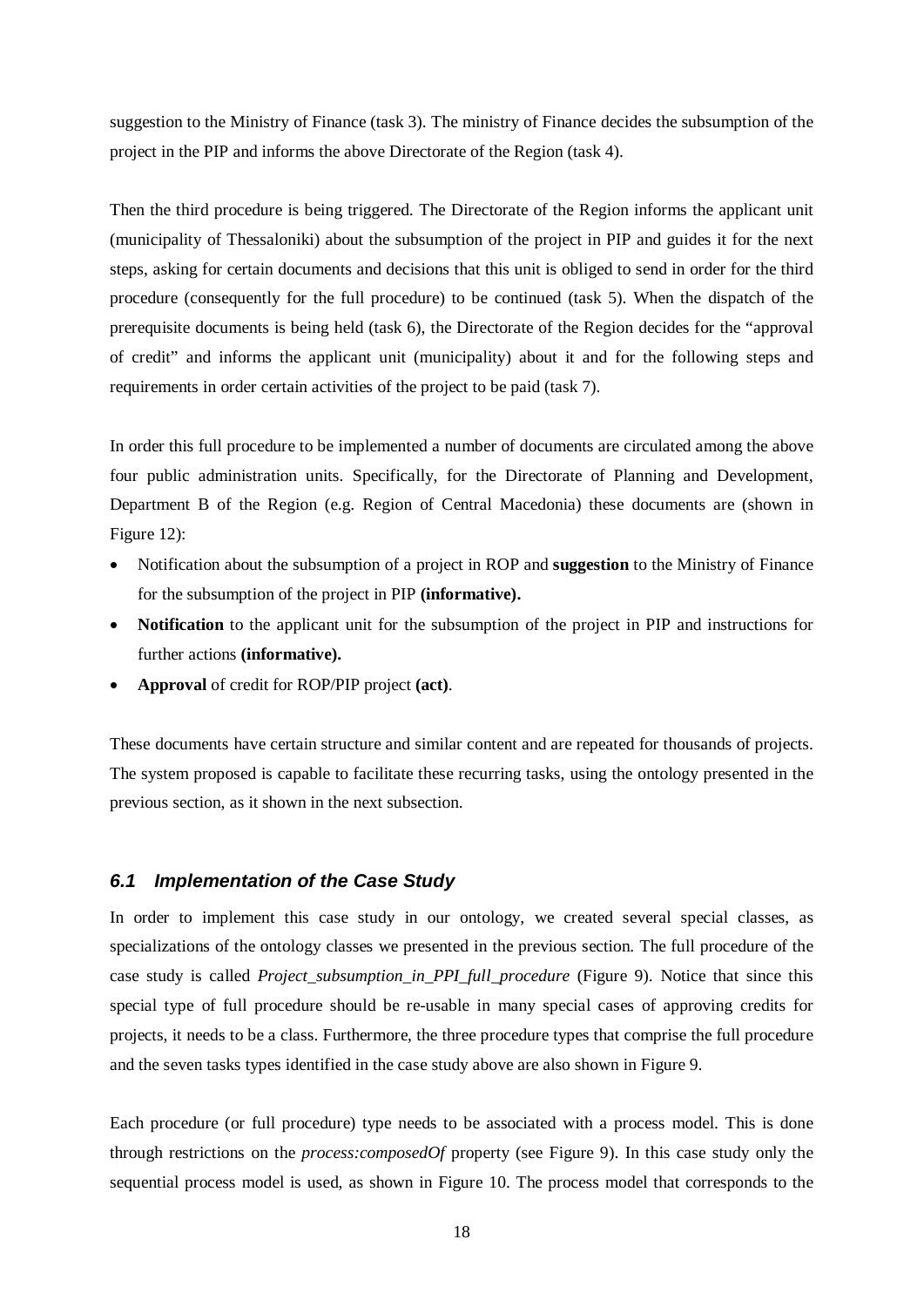suggestion to the Ministry of Finance (task 3). The ministry of Finance decides the subsumption of the project in the PIP and informs the above Directorate of the Region (task 4).

Then the third procedure is being triggered. The Directorate of the Region informs the applicant unit (municipality of Thessaloniki) about the subsumption of the project in PIP and guides it for the next steps, asking for certain documents and decisions that this unit is obliged to send in order for the third procedure (consequently for the full procedure) to be continued (task 5). When the dispatch of the prerequisite documents is being held (task 6), the Directorate of the Region decides for the "approval of credit" and informs the applicant unit (municipality) about it and for the following steps and requirements in order certain activities of the project to be paid (task 7).

In order this full procedure to be implemented a number of documents are circulated among the above four public administration units. Specifically, for the Directorate of Planning and Development, Department B of the Region (e.g. Region of Central Macedonia) these documents are (shown in Figure 12):

- Notification about the subsumption of a project in ROP and **suggestion** to the Ministry of Finance for the subsumption of the project in PIP **(informative).**
- **Notification** to the applicant unit for the subsumption of the project in PIP and instructions for further actions **(informative).**
- **Approval** of credit for ROP/PIP project **(act)**.

These documents have certain structure and similar content and are repeated for thousands of projects. The system proposed is capable to facilitate these recurring tasks, using the ontology presented in the previous section, as it shown in the next subsection.

### *6.1 Implementation of the Case Study*

In order to implement this case study in our ontology, we created several special classes, as specializations of the ontology classes we presented in the previous section. The full procedure of the case study is called *Project_subsumption_in_PPI_full_procedure* (Figure 9). Notice that since this special type of full procedure should be re-usable in many special cases of approving credits for projects, it needs to be a class. Furthermore, the three procedure types that comprise the full procedure and the seven tasks types identified in the case study above are also shown in Figure 9.

Each procedure (or full procedure) type needs to be associated with a process model. This is done through restrictions on the *process:composedOf* property (see Figure 9). In this case study only the sequential process model is used, as shown in Figure 10. The process model that corresponds to the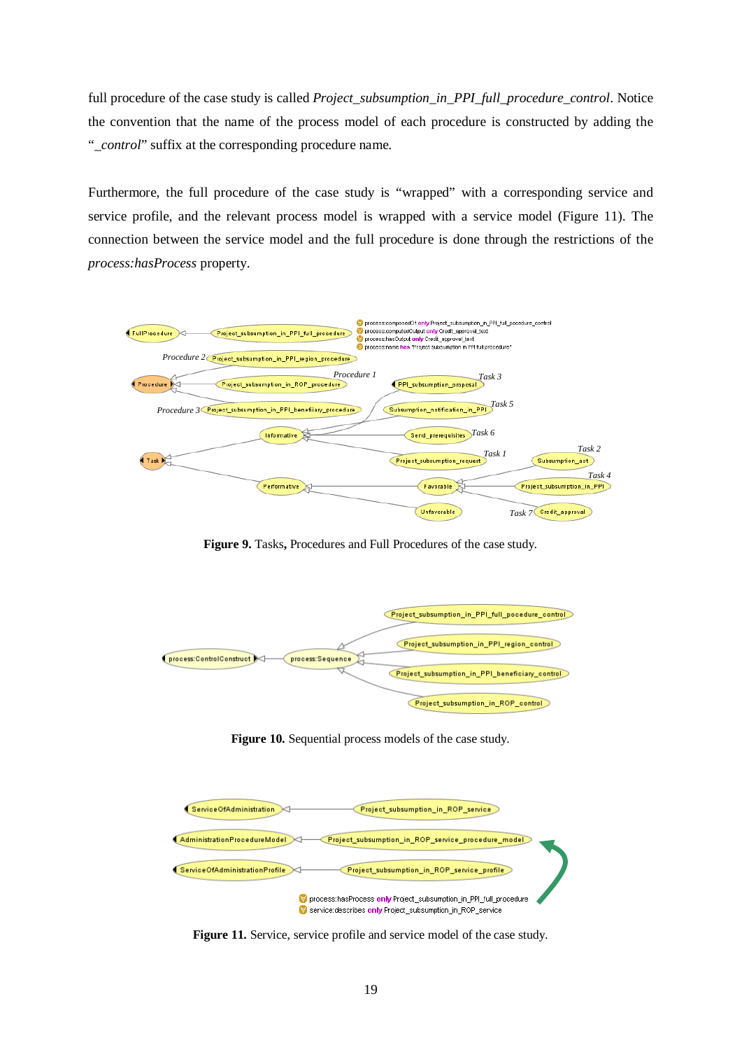full procedure of the case study is called *Project_subsumption_in_PPI_full_procedure_control*. Notice the convention that the name of the process model of each procedure is constructed by adding the "*_control*" suffix at the corresponding procedure name.

Furthermore, the full procedure of the case study is "wrapped" with a corresponding service and service profile, and the relevant process model is wrapped with a service model (Figure 11). The connection between the service model and the full procedure is done through the restrictions of the *process:hasProcess* property.

**Figure 9.** Tasks**,** Procedures and Full Procedures of the case study.

**Figure 10.** Sequential process models of the case study.

**Figure 11.** Service, service profile and service model of the case study.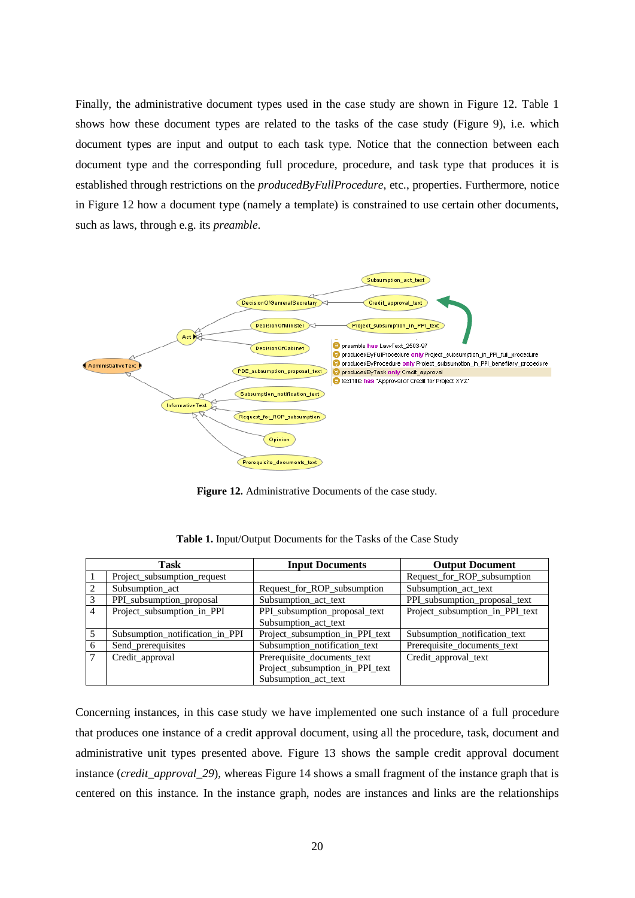Finally, the administrative document types used in the case study are shown in Figure 12. Table 1 shows how these document types are related to the tasks of the case study (Figure 9), i.e. which document types are input and output to each task type. Notice that the connection between each document type and the corresponding full procedure, procedure, and task type that produces it is established through restrictions on the *producedByFullProcedure*, etc., properties. Furthermore, notice in Figure 12 how a document type (namely a template) is constrained to use certain other documents, such as laws, through e.g. its *preamble*.

**Figure 12.** Administrative Documents of the case study.

**Table 1.** Input/Output Documents for the Tasks of the Case Study

| | Task | Input Documents | Output Document |
|---|---|---|---|
| 1 | Project_subsumption_request | | Request_for_ROP_subsumption |
| 2 | Subsumption_act | Request_for_ROP_subsumption | Subsumption_act_text |
| 3 | PPI_subsumption_proposal | Subsumption_act_text | PPI_subsumption_proposal_text |
| 4 | Project_subsumption_in_PPI | PPI_subsumption_proposal_text<br>Subsumption_act_text | Project_subsumption_in_PPI_text |
| 5 | Subsumption_notification_in_PPI | Project_subsumption_in_PPI_text | Subsumption_notification_text |
| 6 | Send_prerequisites | Subsumption_notification_text | Prerequisite_documents_text |
| 7 | Credit_approval | Prerequisite_documents_text<br>Project_subsumption_in_PPI_text<br>Subsumption_act_text | Credit_approval_text |

Concerning instances, in this case study we have implemented one such instance of a full procedure that produces one instance of a credit approval document, using all the procedure, task, document and administrative unit types presented above. Figure 13 shows the sample credit approval document instance (*credit_approval_29*), whereas Figure 14 shows a small fragment of the instance graph that is centered on this instance. In the instance graph, nodes are instances and links are the relationships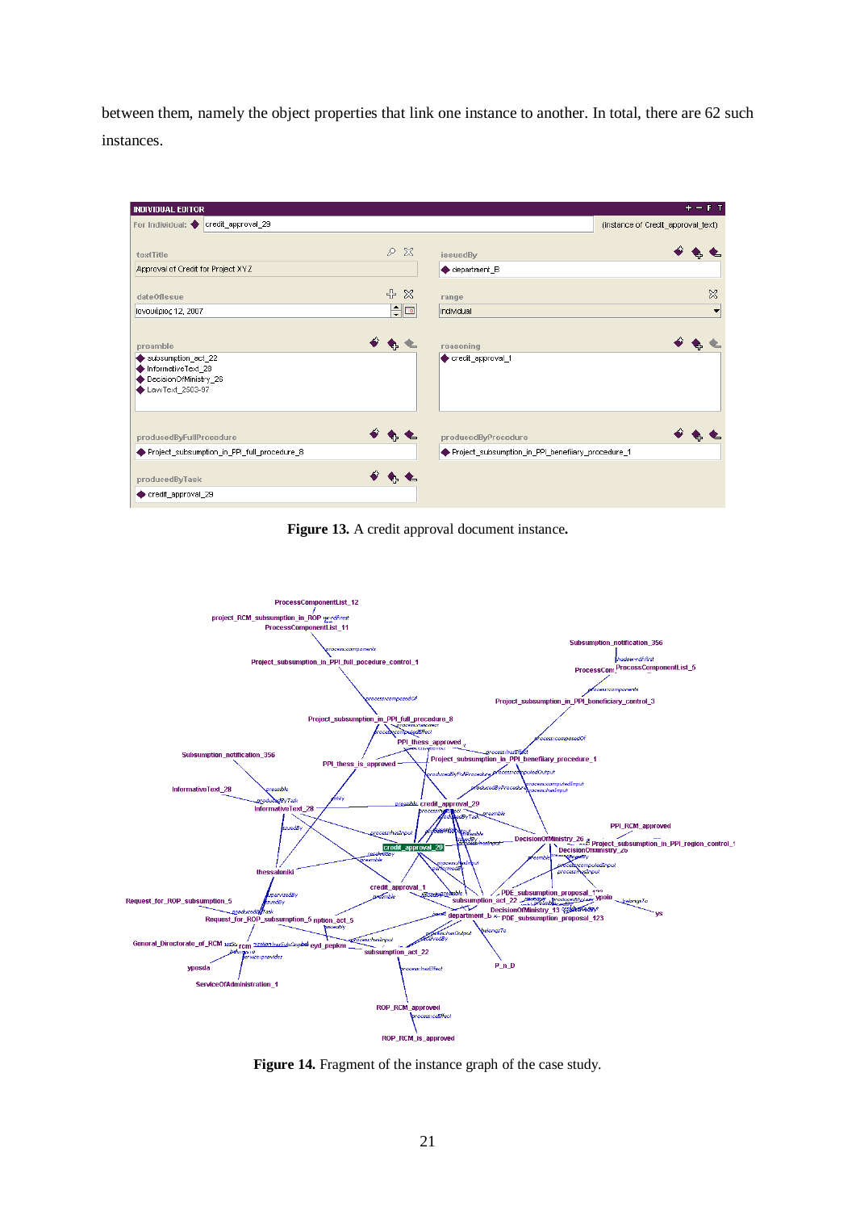between them, namely the object properties that link one instance to another. In total, there are 62 such instances.

**Figure 13.** A credit approval document instance**.**

**Figure 14.** Fragment of the instance graph of the case study.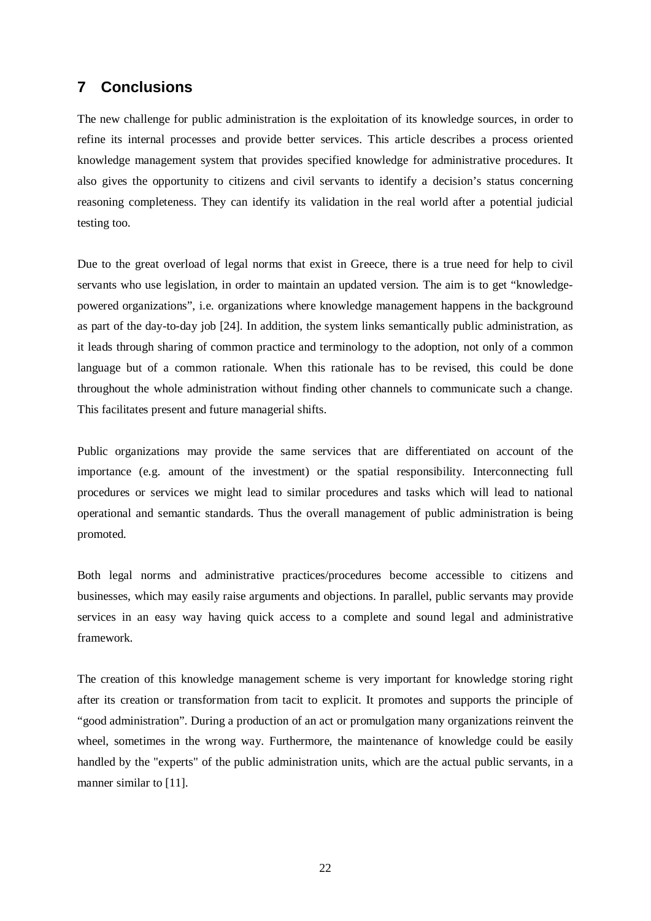## 7 Conclusions

The new challenge for public administration is the exploitation of its knowledge sources, in order to refine its internal processes and provide better services. This article describes a process oriented knowledge management system that provides specified knowledge for administrative procedures. It also gives the opportunity to citizens and civil servants to identify a decision's status concerning reasoning completeness. They can identify its validation in the real world after a potential judicial testing too.

Due to the great overload of legal norms that exist in Greece, there is a true need for help to civil servants who use legislation, in order to maintain an updated version. The aim is to get "knowledge-powered organizations", i.e. organizations where knowledge management happens in the background as part of the day-to-day job [24]. In addition, the system links semantically public administration, as it leads through sharing of common practice and terminology to the adoption, not only of a common language but of a common rationale. When this rationale has to be revised, this could be done throughout the whole administration without finding other channels to communicate such a change. This facilitates present and future managerial shifts.

Public organizations may provide the same services that are differentiated on account of the importance (e.g. amount of the investment) or the spatial responsibility. Interconnecting full procedures or services we might lead to similar procedures and tasks which will lead to national operational and semantic standards. Thus the overall management of public administration is being promoted.

Both legal norms and administrative practices/procedures become accessible to citizens and businesses, which may easily raise arguments and objections. In parallel, public servants may provide services in an easy way having quick access to a complete and sound legal and administrative framework.

The creation of this knowledge management scheme is very important for knowledge storing right after its creation or transformation from tacit to explicit. It promotes and supports the principle of "good administration". During a production of an act or promulgation many organizations reinvent the wheel, sometimes in the wrong way. Furthermore, the maintenance of knowledge could be easily handled by the "experts" of the public administration units, which are the actual public servants, in a manner similar to [11].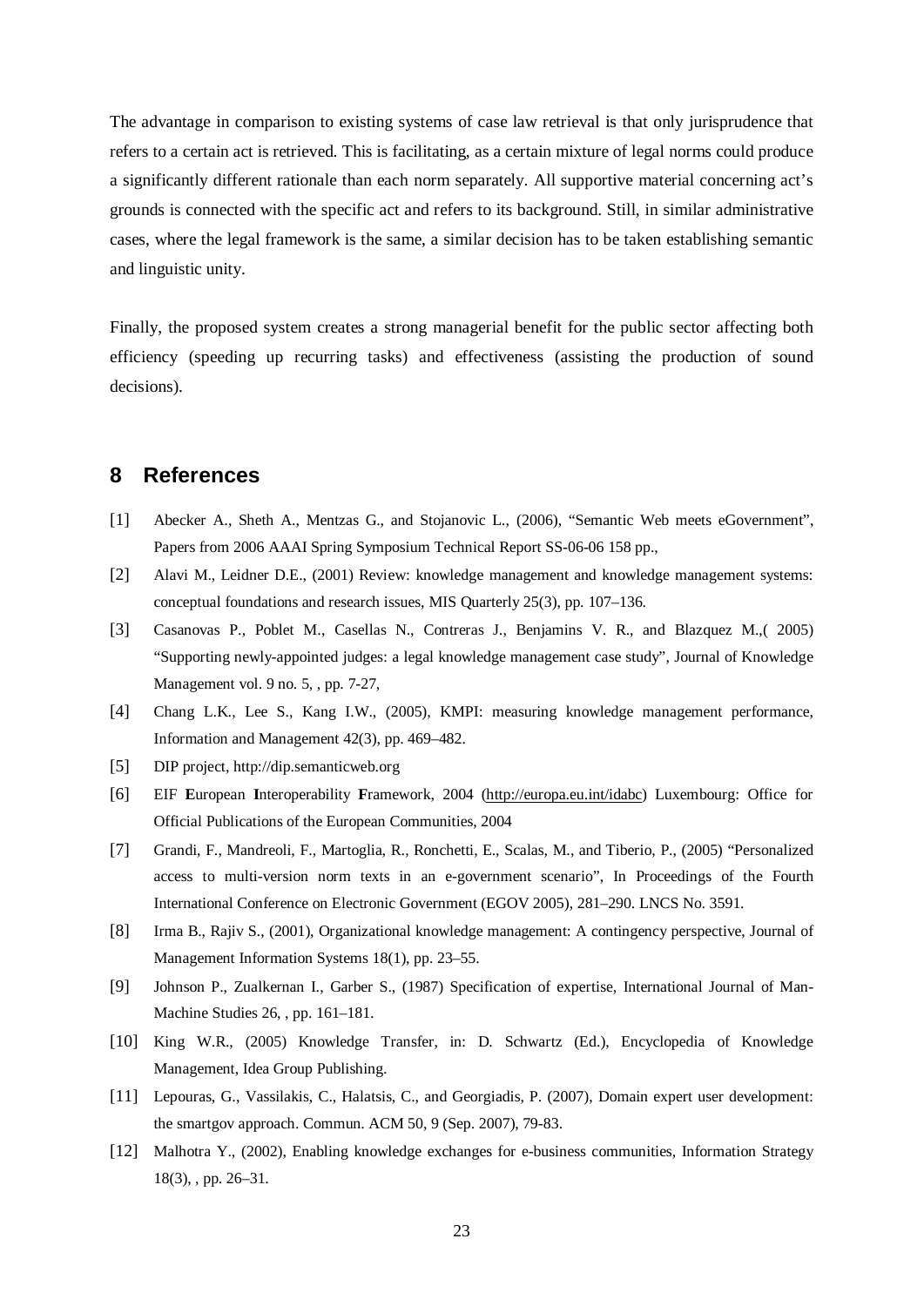The advantage in comparison to existing systems of case law retrieval is that only jurisprudence that refers to a certain act is retrieved. This is facilitating, as a certain mixture of legal norms could produce a significantly different rationale than each norm separately. All supportive material concerning act's grounds is connected with the specific act and refers to its background. Still, in similar administrative cases, where the legal framework is the same, a similar decision has to be taken establishing semantic and linguistic unity.

Finally, the proposed system creates a strong managerial benefit for the public sector affecting both efficiency (speeding up recurring tasks) and effectiveness (assisting the production of sound decisions).

## 8 References

[1] Abecker A., Sheth A., Mentzas G., and Stojanovic L., (2006), "Semantic Web meets eGovernment", Papers from 2006 AAAI Spring Symposium Technical Report SS-06-06 158 pp.,

[2] Alavi M., Leidner D.E., (2001) Review: knowledge management and knowledge management systems: conceptual foundations and research issues, MIS Quarterly 25(3), pp. 107–136.

[3] Casanovas P., Poblet M., Casellas N., Contreras J., Benjamins V. R., and Blazquez M.,( 2005) "Supporting newly-appointed judges: a legal knowledge management case study", Journal of Knowledge Management vol. 9 no. 5, , pp. 7-27,

[4] Chang L.K., Lee S., Kang I.W., (2005), KMPI: measuring knowledge management performance, Information and Management 42(3), pp. 469–482.

[5] DIP project, http://dip.semanticweb.org

[6] EIF **E**uropean **I**nteroperability **F**ramework, 2004 (http://europa.eu.int/idabc) Luxembourg: Office for Official Publications of the European Communities, 2004

[7] Grandi, F., Mandreoli, F., Martoglia, R., Ronchetti, E., Scalas, M., and Tiberio, P., (2005) "Personalized access to multi-version norm texts in an e-government scenario", In Proceedings of the Fourth International Conference on Electronic Government (EGOV 2005), 281–290. LNCS No. 3591.

[8] Irma B., Rajiv S., (2001), Organizational knowledge management: A contingency perspective, Journal of Management Information Systems 18(1), pp. 23–55.

[9] Johnson P., Zualkernan I., Garber S., (1987) Specification of expertise, International Journal of Man-Machine Studies 26, , pp. 161–181.

[10] King W.R., (2005) Knowledge Transfer, in: D. Schwartz (Ed.), Encyclopedia of Knowledge Management, Idea Group Publishing.

[11] Lepouras, G., Vassilakis, C., Halatsis, C., and Georgiadis, P. (2007), Domain expert user development: the smartgov approach. Commun. ACM 50, 9 (Sep. 2007), 79-83.

[12] Malhotra Y., (2002), Enabling knowledge exchanges for e-business communities, Information Strategy 18(3), , pp. 26–31.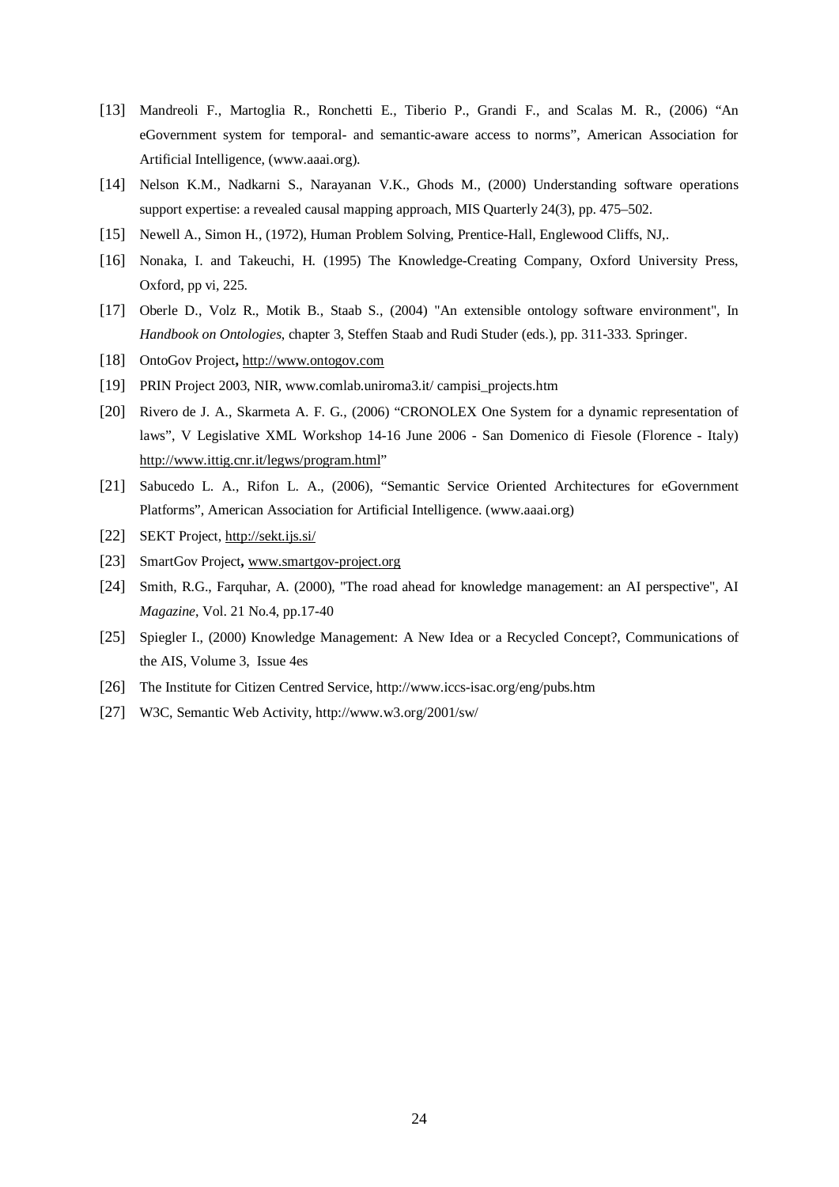[13] Mandreoli F., Martoglia R., Ronchetti E., Tiberio P., Grandi F., and Scalas M. R., (2006) "An eGovernment system for temporal- and semantic-aware access to norms", American Association for Artificial Intelligence, (www.aaai.org).

[14] Nelson K.M., Nadkarni S., Narayanan V.K., Ghods M., (2000) Understanding software operations support expertise: a revealed causal mapping approach, MIS Quarterly 24(3), pp. 475–502.

[15] Newell A., Simon H., (1972), Human Problem Solving, Prentice-Hall, Englewood Cliffs, NJ,.

[16] Nonaka, I. and Takeuchi, H. (1995) The Knowledge-Creating Company, Oxford University Press, Oxford, pp vi, 225.

[17] Oberle D., Volz R., Motik B., Staab S., (2004) "An extensible ontology software environment", In *Handbook on Ontologies*, chapter 3, Steffen Staab and Rudi Studer (eds.), pp. 311-333. Springer.

[18] OntoGov Project**,** http://www.ontogov.com

[19] PRIN Project 2003, NIR, www.comlab.uniroma3.it/ campisi_projects.htm

[20] Rivero de J. A., Skarmeta A. F. G., (2006) "CRONOLEX One System for a dynamic representation of laws", V Legislative XML Workshop 14-16 June 2006 - San Domenico di Fiesole (Florence - Italy) http://www.ittig.cnr.it/legws/program.html"

[21] Sabucedo L. A., Rifon L. A., (2006), "Semantic Service Oriented Architectures for eGovernment Platforms", American Association for Artificial Intelligence. (www.aaai.org)

[22] SEKT Project, http://sekt.ijs.si/

[23] SmartGov Project**,** www.smartgov-project.org

[24] Smith, R.G., Farquhar, A. (2000), "The road ahead for knowledge management: an AI perspective", AI *Magazine*, Vol. 21 No.4, pp.17-40

[25] Spiegler I., (2000) Knowledge Management: A New Idea or a Recycled Concept?, Communications of the AIS, Volume 3, Issue 4es

[26] The Institute for Citizen Centred Service, http://www.iccs-isac.org/eng/pubs.htm

[27] W3C, Semantic Web Activity, http://www.w3.org/2001/sw/